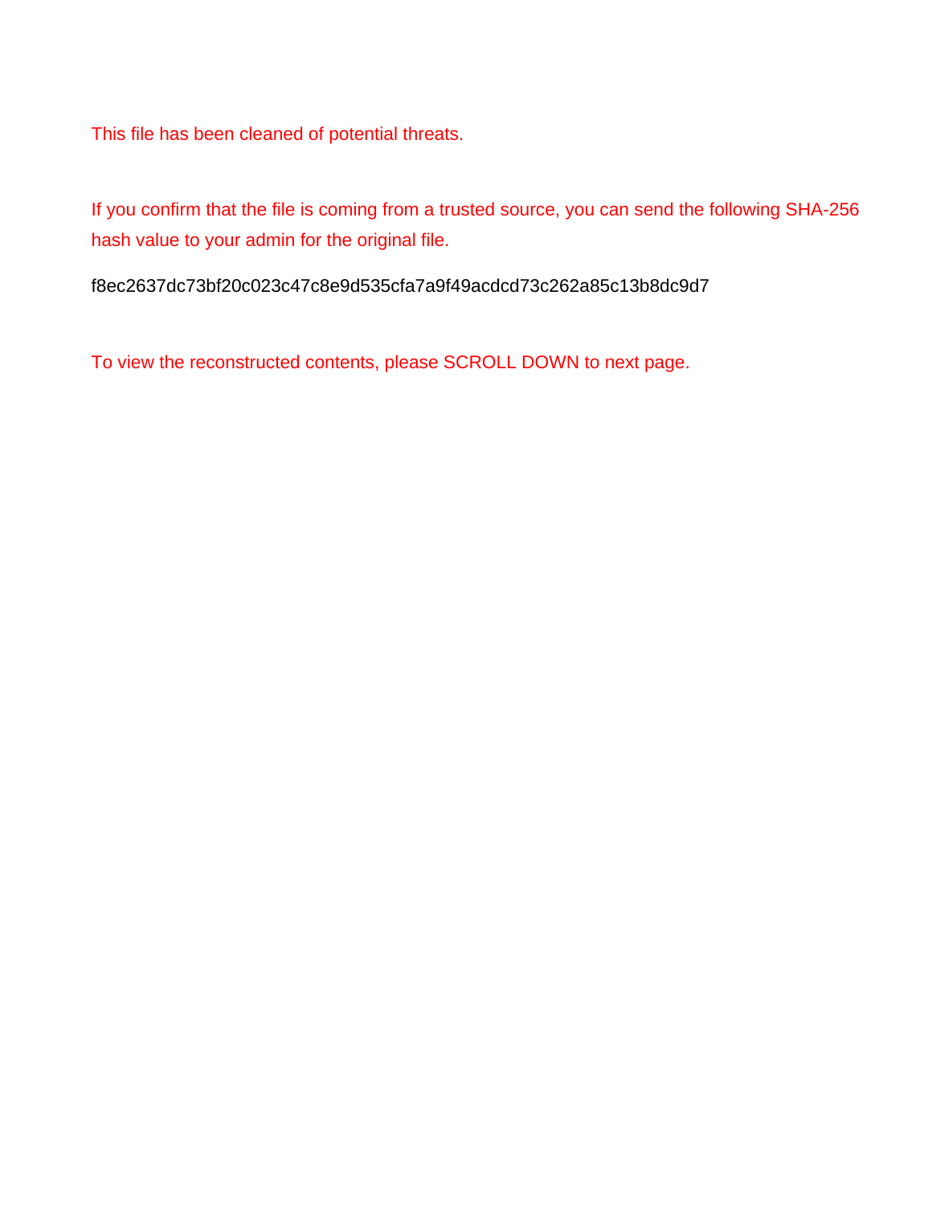This file has been cleaned of potential threats.

If you confirm that the file is coming from a trusted source, you can send the following SHA-256 hash value to your admin for the original file.

f8ec2637dc73bf20c023c47c8e9d535cfa7a9f49acdcd73c262a85c13b8dc9d7

To view the reconstructed contents, please SCROLL DOWN to next page.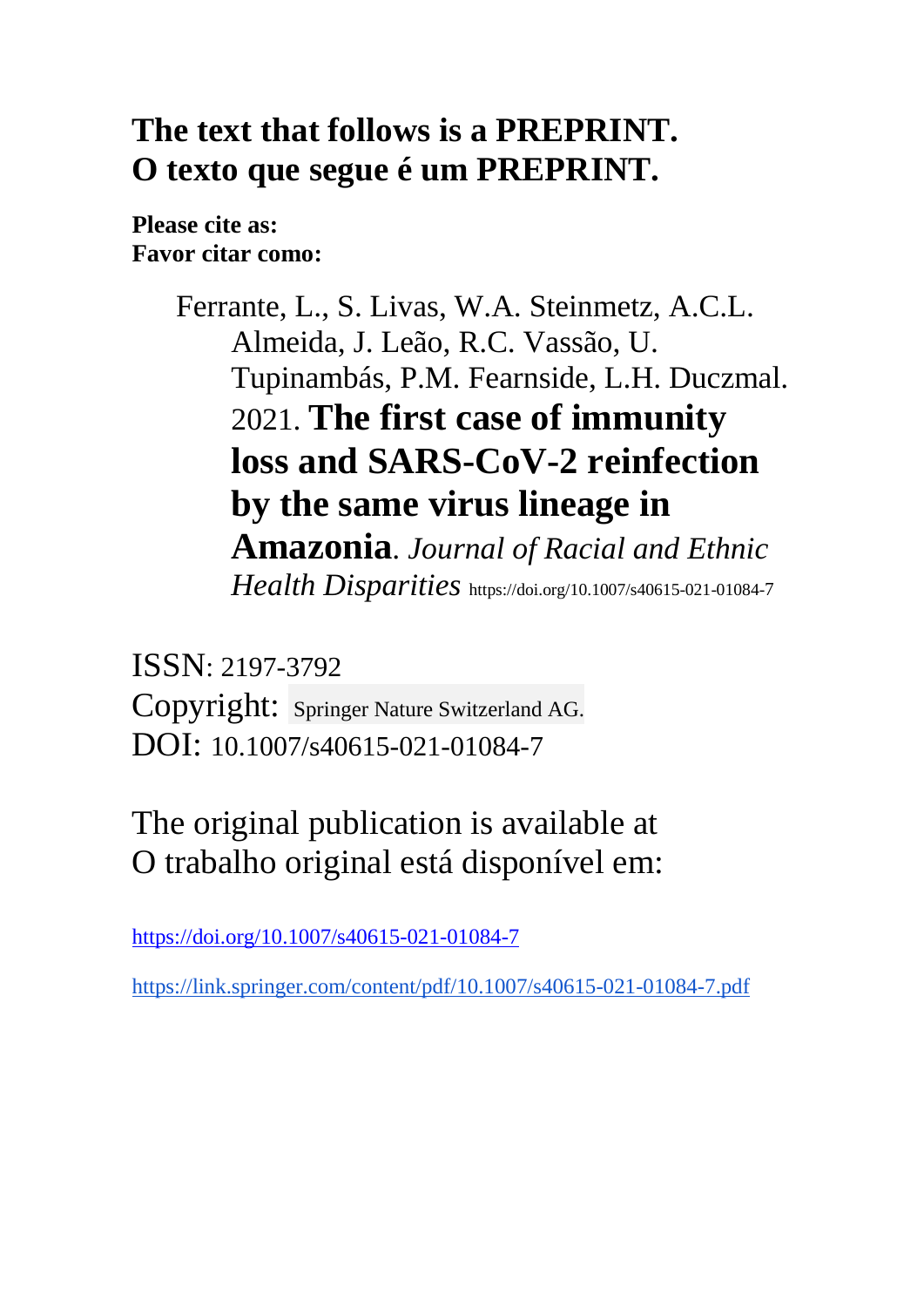# The text that follows is a PREPRINT.
# O texto que segue é um PREPRINT.

**Please cite as:**
**Favor citar como:**

> Ferrante, L., S. Livas, W.A. Steinmetz, A.C.L. Almeida, J. Leão, R.C. Vassão, U. Tupinambás, P.M. Fearnside, L.H. Duczmal. 2021. **The first case of immunity loss and SARS-CoV-2 reinfection by the same virus lineage in Amazonia**. *Journal of Racial and Ethnic Health Disparities* https://doi.org/10.1007/s40615-021-01084-7

ISSN: 2197-3792
Copyright: Springer Nature Switzerland AG.
DOI: 10.1007/s40615-021-01084-7

The original publication is available at
O trabalho original está disponível em:

https://doi.org/10.1007/s40615-021-01084-7

https://link.springer.com/content/pdf/10.1007/s40615-021-01084-7.pdf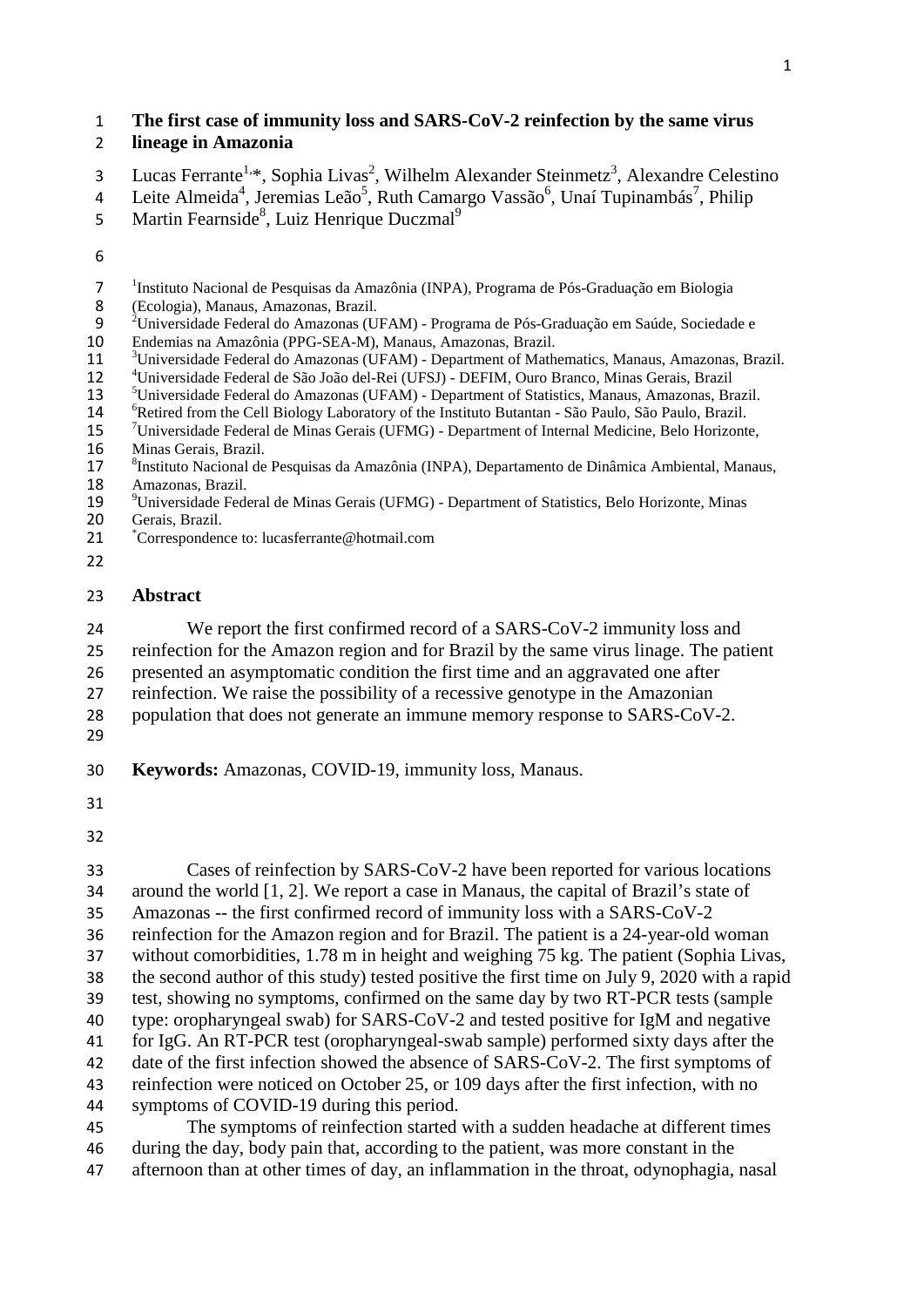# The first case of immunity loss and SARS-CoV-2 reinfection by the same virus lineage in Amazonia

Lucas Ferrante[1,*], Sophia Livas[2], Wilhelm Alexander Steinmetz[3], Alexandre Celestino Leite Almeida[4], Jeremias Leão[5], Ruth Camargo Vassão[6], Unaí Tupinambás[7], Philip Martin Fearnside[8], Luiz Henrique Duczmal[9]

[1]Instituto Nacional de Pesquisas da Amazônia (INPA), Programa de Pós-Graduação em Biologia (Ecologia), Manaus, Amazonas, Brazil.
[2]Universidade Federal do Amazonas (UFAM) - Programa de Pós-Graduação em Saúde, Sociedade e Endemias na Amazônia (PPG-SEA-M), Manaus, Amazonas, Brazil.
[3]Universidade Federal do Amazonas (UFAM) - Department of Mathematics, Manaus, Amazonas, Brazil.
[4]Universidade Federal de São João del-Rei (UFSJ) - DEFIM, Ouro Branco, Minas Gerais, Brazil
[5]Universidade Federal do Amazonas (UFAM) - Department of Statistics, Manaus, Amazonas, Brazil.
[6]Retired from the Cell Biology Laboratory of the Instituto Butantan - São Paulo, São Paulo, Brazil.
[7]Universidade Federal de Minas Gerais (UFMG) - Department of Internal Medicine, Belo Horizonte, Minas Gerais, Brazil.
[8]Instituto Nacional de Pesquisas da Amazônia (INPA), Departamento de Dinâmica Ambiental, Manaus, Amazonas, Brazil.
[9]Universidade Federal de Minas Gerais (UFMG) - Department of Statistics, Belo Horizonte, Minas Gerais, Brazil.
[*]Correspondence to: lucasferrante@hotmail.com

## Abstract

We report the first confirmed record of a SARS-CoV-2 immunity loss and reinfection for the Amazon region and for Brazil by the same virus linage. The patient presented an asymptomatic condition the first time and an aggravated one after reinfection. We raise the possibility of a recessive genotype in the Amazonian population that does not generate an immune memory response to SARS-CoV-2.

**Keywords:** Amazonas, COVID-19, immunity loss, Manaus.

Cases of reinfection by SARS-CoV-2 have been reported for various locations around the world [1, 2]. We report a case in Manaus, the capital of Brazil's state of Amazonas -- the first confirmed record of immunity loss with a SARS-CoV-2 reinfection for the Amazon region and for Brazil. The patient is a 24-year-old woman without comorbidities, 1.78 m in height and weighing 75 kg. The patient (Sophia Livas, the second author of this study) tested positive the first time on July 9, 2020 with a rapid test, showing no symptoms, confirmed on the same day by two RT-PCR tests (sample type: oropharyngeal swab) for SARS-CoV-2 and tested positive for IgM and negative for IgG. An RT-PCR test (oropharyngeal-swab sample) performed sixty days after the date of the first infection showed the absence of SARS-CoV-2. The first symptoms of reinfection were noticed on October 25, or 109 days after the first infection, with no symptoms of COVID-19 during this period.

The symptoms of reinfection started with a sudden headache at different times during the day, body pain that, according to the patient, was more constant in the afternoon than at other times of day, an inflammation in the throat, odynophagia, nasal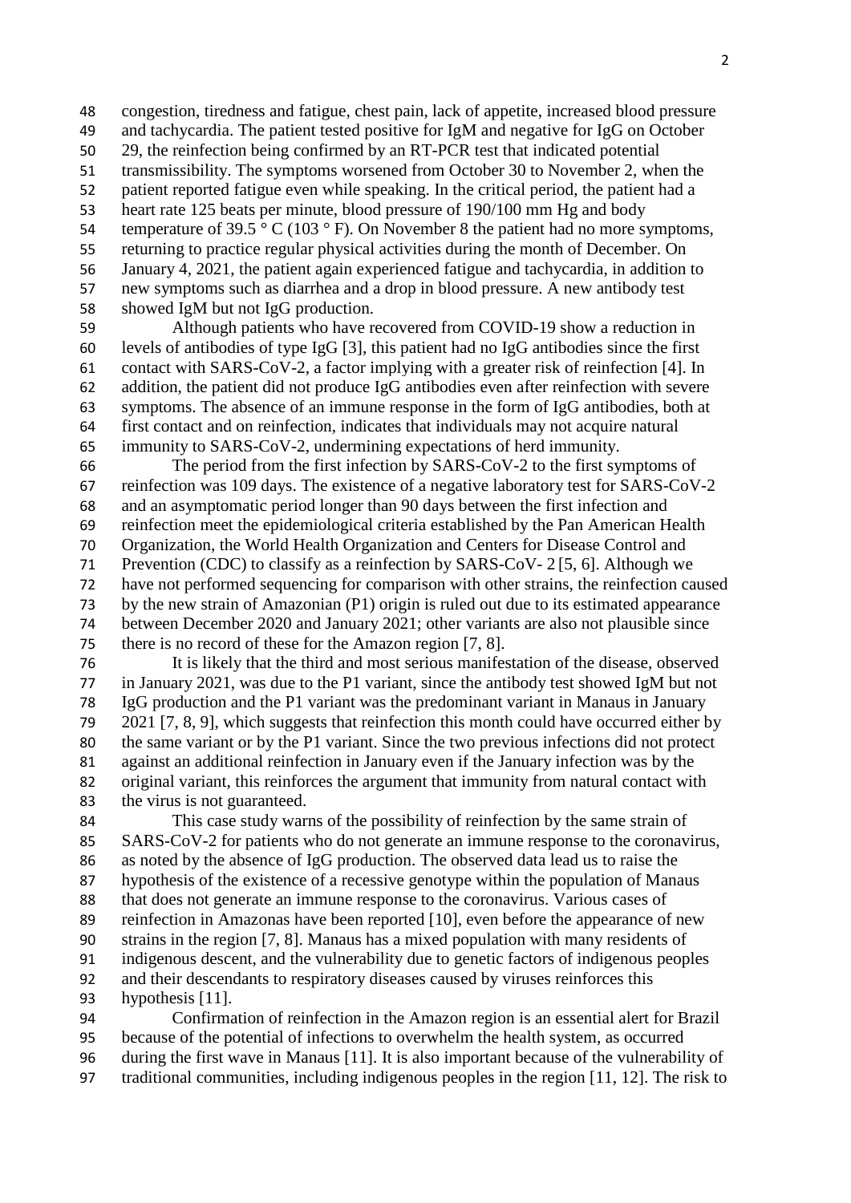congestion, tiredness and fatigue, chest pain, lack of appetite, increased blood pressure and tachycardia. The patient tested positive for IgM and negative for IgG on October 29, the reinfection being confirmed by an RT-PCR test that indicated potential transmissibility. The symptoms worsened from October 30 to November 2, when the patient reported fatigue even while speaking. In the critical period, the patient had a heart rate 125 beats per minute, blood pressure of 190/100 mm Hg and body temperature of 39.5 ° C (103 ° F). On November 8 the patient had no more symptoms, returning to practice regular physical activities during the month of December. On January 4, 2021, the patient again experienced fatigue and tachycardia, in addition to new symptoms such as diarrhea and a drop in blood pressure. A new antibody test showed IgM but not IgG production.

Although patients who have recovered from COVID-19 show a reduction in levels of antibodies of type IgG [3], this patient had no IgG antibodies since the first contact with SARS-CoV-2, a factor implying with a greater risk of reinfection [4]. In addition, the patient did not produce IgG antibodies even after reinfection with severe symptoms. The absence of an immune response in the form of IgG antibodies, both at first contact and on reinfection, indicates that individuals may not acquire natural immunity to SARS-CoV-2, undermining expectations of herd immunity.

The period from the first infection by SARS-CoV-2 to the first symptoms of reinfection was 109 days. The existence of a negative laboratory test for SARS-CoV-2 and an asymptomatic period longer than 90 days between the first infection and reinfection meet the epidemiological criteria established by the Pan American Health Organization, the World Health Organization and Centers for Disease Control and Prevention (CDC) to classify as a reinfection by SARS-CoV- 2 [5, 6]. Although we have not performed sequencing for comparison with other strains, the reinfection caused by the new strain of Amazonian (P1) origin is ruled out due to its estimated appearance between December 2020 and January 2021; other variants are also not plausible since there is no record of these for the Amazon region [7, 8].

It is likely that the third and most serious manifestation of the disease, observed in January 2021, was due to the P1 variant, since the antibody test showed IgM but not IgG production and the P1 variant was the predominant variant in Manaus in January 2021 [7, 8, 9], which suggests that reinfection this month could have occurred either by the same variant or by the P1 variant. Since the two previous infections did not protect against an additional reinfection in January even if the January infection was by the original variant, this reinforces the argument that immunity from natural contact with the virus is not guaranteed.

This case study warns of the possibility of reinfection by the same strain of SARS-CoV-2 for patients who do not generate an immune response to the coronavirus, as noted by the absence of IgG production. The observed data lead us to raise the hypothesis of the existence of a recessive genotype within the population of Manaus that does not generate an immune response to the coronavirus. Various cases of reinfection in Amazonas have been reported [10], even before the appearance of new strains in the region [7, 8]. Manaus has a mixed population with many residents of indigenous descent, and the vulnerability due to genetic factors of indigenous peoples and their descendants to respiratory diseases caused by viruses reinforces this hypothesis [11].

Confirmation of reinfection in the Amazon region is an essential alert for Brazil because of the potential of infections to overwhelm the health system, as occurred during the first wave in Manaus [11]. It is also important because of the vulnerability of traditional communities, including indigenous peoples in the region [11, 12]. The risk to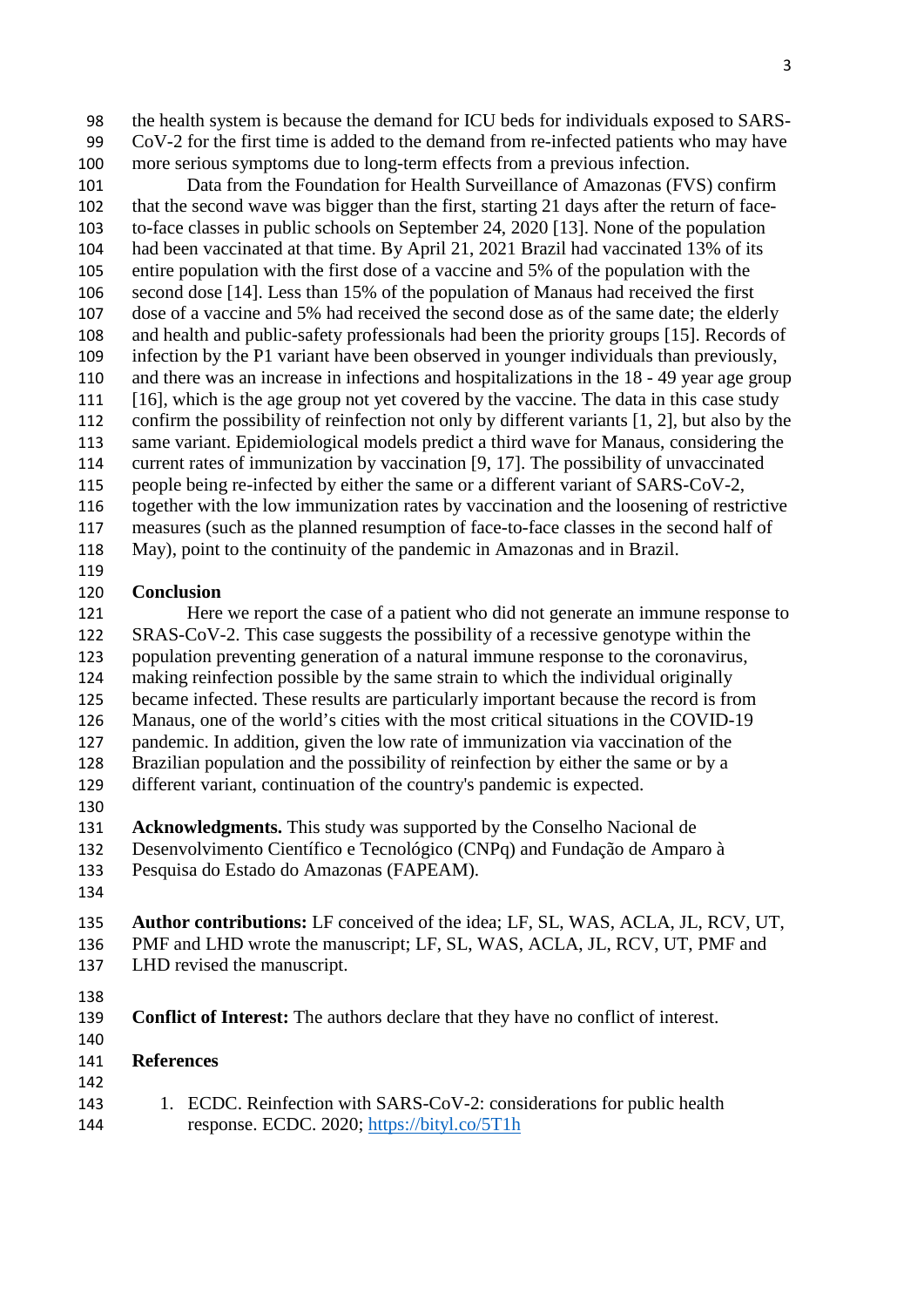the health system is because the demand for ICU beds for individuals exposed to SARS-CoV-2 for the first time is added to the demand from re-infected patients who may have more serious symptoms due to long-term effects from a previous infection.

Data from the Foundation for Health Surveillance of Amazonas (FVS) confirm that the second wave was bigger than the first, starting 21 days after the return of face-to-face classes in public schools on September 24, 2020 [13]. None of the population had been vaccinated at that time. By April 21, 2021 Brazil had vaccinated 13% of its entire population with the first dose of a vaccine and 5% of the population with the second dose [14]. Less than 15% of the population of Manaus had received the first dose of a vaccine and 5% had received the second dose as of the same date; the elderly and health and public-safety professionals had been the priority groups [15]. Records of infection by the P1 variant have been observed in younger individuals than previously, and there was an increase in infections and hospitalizations in the 18 - 49 year age group [16], which is the age group not yet covered by the vaccine. The data in this case study confirm the possibility of reinfection not only by different variants [1, 2], but also by the same variant. Epidemiological models predict a third wave for Manaus, considering the current rates of immunization by vaccination [9, 17]. The possibility of unvaccinated people being re-infected by either the same or a different variant of SARS-CoV-2, together with the low immunization rates by vaccination and the loosening of restrictive measures (such as the planned resumption of face-to-face classes in the second half of May), point to the continuity of the pandemic in Amazonas and in Brazil.

## Conclusion

Here we report the case of a patient who did not generate an immune response to SRAS-CoV-2. This case suggests the possibility of a recessive genotype within the population preventing generation of a natural immune response to the coronavirus, making reinfection possible by the same strain to which the individual originally became infected. These results are particularly important because the record is from Manaus, one of the world's cities with the most critical situations in the COVID-19 pandemic. In addition, given the low rate of immunization via vaccination of the Brazilian population and the possibility of reinfection by either the same or by a different variant, continuation of the country's pandemic is expected.

**Acknowledgments.** This study was supported by the Conselho Nacional de Desenvolvimento Científico e Tecnológico (CNPq) and Fundação de Amparo à Pesquisa do Estado do Amazonas (FAPEAM).

**Author contributions:** LF conceived of the idea; LF, SL, WAS, ACLA, JL, RCV, UT, PMF and LHD wrote the manuscript; LF, SL, WAS, ACLA, JL, RCV, UT, PMF and LHD revised the manuscript.

**Conflict of Interest:** The authors declare that they have no conflict of interest.

## References

1. ECDC. Reinfection with SARS-CoV-2: considerations for public health response. ECDC. 2020; https://bityl.co/5T1h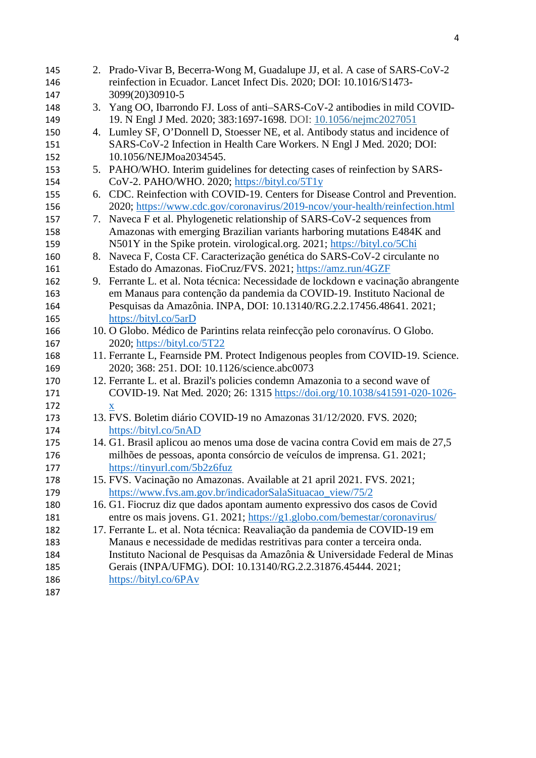2. Prado-Vivar B, Becerra-Wong M, Guadalupe JJ, et al. A case of SARS-CoV-2 reinfection in Ecuador. Lancet Infect Dis. 2020; DOI: 10.1016/S1473-3099(20)30910-5
3. Yang OO, Ibarrondo FJ. Loss of anti–SARS-CoV-2 antibodies in mild COVID-19. N Engl J Med. 2020; 383:1697-1698. DOI: [10.1056/nejmc2027051](https://doi.org/10.1056/nejmc2027051)
4. Lumley SF, O'Donnell D, Stoesser NE, et al. Antibody status and incidence of SARS-CoV-2 Infection in Health Care Workers. N Engl J Med. 2020; DOI: 10.1056/NEJMoa2034545.
5. PAHO/WHO. Interim guidelines for detecting cases of reinfection by SARS-CoV-2. PAHO/WHO. 2020; [https://bityl.co/5T1y](https://bityl.co/5T1y)
6. CDC. Reinfection with COVID-19. Centers for Disease Control and Prevention. 2020; [https://www.cdc.gov/coronavirus/2019-ncov/your-health/reinfection.html](https://www.cdc.gov/coronavirus/2019-ncov/your-health/reinfection.html)
7. Naveca F et al. Phylogenetic relationship of SARS-CoV-2 sequences from Amazonas with emerging Brazilian variants harboring mutations E484K and N501Y in the Spike protein. virological.org. 2021; [https://bityl.co/5Chi](https://bityl.co/5Chi)
8. Naveca F, Costa CF. Caracterização genética do SARS-CoV-2 circulante no Estado do Amazonas. FioCruz/FVS. 2021; [https://amz.run/4GZF](https://amz.run/4GZF)
9. Ferrante L. et al. Nota técnica: Necessidade de lockdown e vacinação abrangente em Manaus para contenção da pandemia da COVID-19. Instituto Nacional de Pesquisas da Amazônia. INPA, DOI: 10.13140/RG.2.2.17456.48641. 2021; [https://bityl.co/5arD](https://bityl.co/5arD)
10. O Globo. Médico de Parintins relata reinfecção pelo coronavírus. O Globo. 2020; [https://bityl.co/5T22](https://bityl.co/5T22)
11. Ferrante L, Fearnside PM. Protect Indigenous peoples from COVID-19. Science. 2020; 368: 251. DOI: 10.1126/science.abc0073
12. Ferrante L. et al. Brazil's policies condemn Amazonia to a second wave of COVID-19. Nat Med. 2020; 26: 1315 [https://doi.org/10.1038/s41591-020-1026-x](https://doi.org/10.1038/s41591-020-1026-x)
13. FVS. Boletim diário COVID-19 no Amazonas 31/12/2020. FVS. 2020; [https://bityl.co/5nAD](https://bityl.co/5nAD)
14. G1. Brasil aplicou ao menos uma dose de vacina contra Covid em mais de 27,5 milhões de pessoas, aponta consórcio de veículos de imprensa. G1. 2021; [https://tinyurl.com/5b2z6fuz](https://tinyurl.com/5b2z6fuz)
15. FVS. Vacinação no Amazonas. Available at 21 april 2021. FVS. 2021; [https://www.fvs.am.gov.br/indicadorSalaSituacao_view/75/2](https://www.fvs.am.gov.br/indicadorSalaSituacao_view/75/2)
16. G1. Fiocruz diz que dados apontam aumento expressivo dos casos de Covid entre os mais jovens. G1. 2021; [https://g1.globo.com/bemestar/coronavirus/](https://g1.globo.com/bemestar/coronavirus/)
17. Ferrante L. et al. Nota técnica: Reavaliação da pandemia de COVID-19 em Manaus e necessidade de medidas restritivas para conter a terceira onda. Instituto Nacional de Pesquisas da Amazônia & Universidade Federal de Minas Gerais (INPA/UFMG). DOI: 10.13140/RG.2.2.31876.45444. 2021; [https://bityl.co/6PAv](https://bityl.co/6PAv)